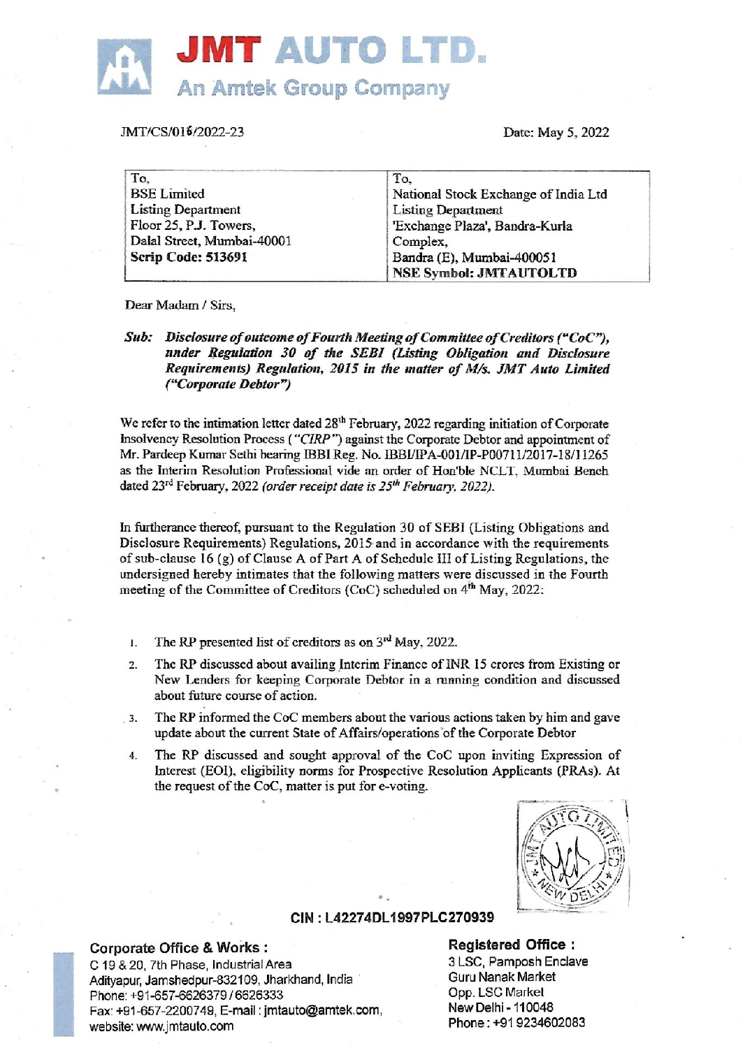# JMT AUTO LTD.

An Amtek Group Company

JMT/CS/016/2022-23

Date: May 5, 2022

| To, | To, |
|---|---|
| BSE Limited | National Stock Exchange of India Ltd |
| Listing Department | Listing Department |
| Floor 25, P.J. Towers, | 'Exchange Plaza', Bandra-Kurla Complex, |
| Dalal Street, Mumbai-40001 | Bandra (E), Mumbai-400051 |
| **Scrip Code: 513691** | **NSE Symbol: JMTAUTOLTD** |

Dear Madam / Sirs,

***Sub: Disclosure of outcome of Fourth Meeting of Committee of Creditors ("CoC"), under Regulation 30 of the SEBI (Listing Obligation and Disclosure Requirements) Regulation, 2015 in the matter of M/s. JMT Auto Limited ("Corporate Debtor")***

We refer to the intimation letter dated 28th February, 2022 regarding initiation of Corporate Insolvency Resolution Process (*"CIRP"*) against the Corporate Debtor and appointment of Mr. Pardeep Kumar Sethi bearing IBBI Reg. No. IBBI/IPA-001/IP-P00711/2017-18/11265 as the Interim Resolution Professional vide an order of Hon'ble NCLT, Mumbai Bench dated 23rd February, 2022 *(order receipt date is 25th February, 2022).*

In furtherance thereof, pursuant to the Regulation 30 of SEBI (Listing Obligations and Disclosure Requirements) Regulations, 2015 and in accordance with the requirements of sub-clause 16 (g) of Clause A of Part A of Schedule III of Listing Regulations, the undersigned hereby intimates that the following matters were discussed in the Fourth meeting of the Committee of Creditors (CoC) scheduled on 4th May, 2022:

1. The RP presented list of creditors as on 3rd May, 2022.
2. The RP discussed about availing Interim Finance of INR 15 crores from Existing or New Lenders for keeping Corporate Debtor in a running condition and discussed about future course of action.
3. The RP informed the CoC members about the various actions taken by him and gave update about the current State of Affairs/operations of the Corporate Debtor
4. The RP discussed and sought approval of the CoC upon inviting Expression of Interest (EOI), eligibility norms for Prospective Resolution Applicants (PRAs). At the request of the CoC, matter is put for e-voting.

CIN : L42274DL1997PLC270939

**Corporate Office & Works :**
C 19 & 20, 7th Phase, Industrial Area
Adityapur, Jamshedpur-832109, Jharkhand, India
Phone: +91-657-6626379 / 6626333
Fax: +91-657-2200749, E-mail : jmtauto@amtek.com,
website: www.jmtauto.com

**Registered Office :**
3 LSC, Pamposh Enclave
Guru Nanak Market
Opp. LSC Market
New Delhi - 110048
Phone : +91 9234602083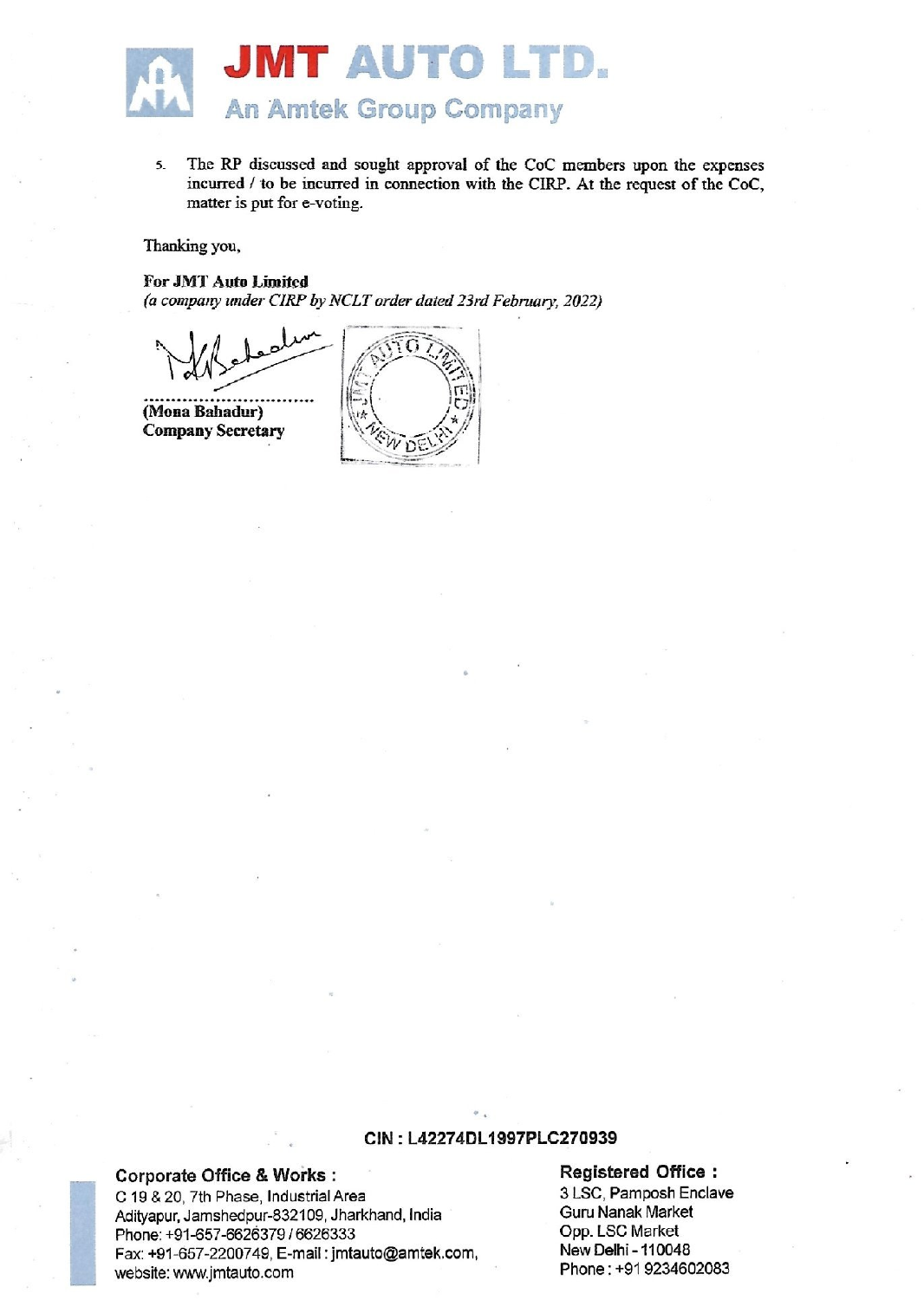5. The RP discussed and sought approval of the CoC members upon the expenses incurred / to be incurred in connection with the CIRP. At the request of the CoC, matter is put for e-voting.

Thanking you,

**For JMT Auto Limited**
*(a company under CIRP by NCLT order dated 23rd February, 2022)*

..............................
**(Mona Bahadur)**
**Company Secretary**